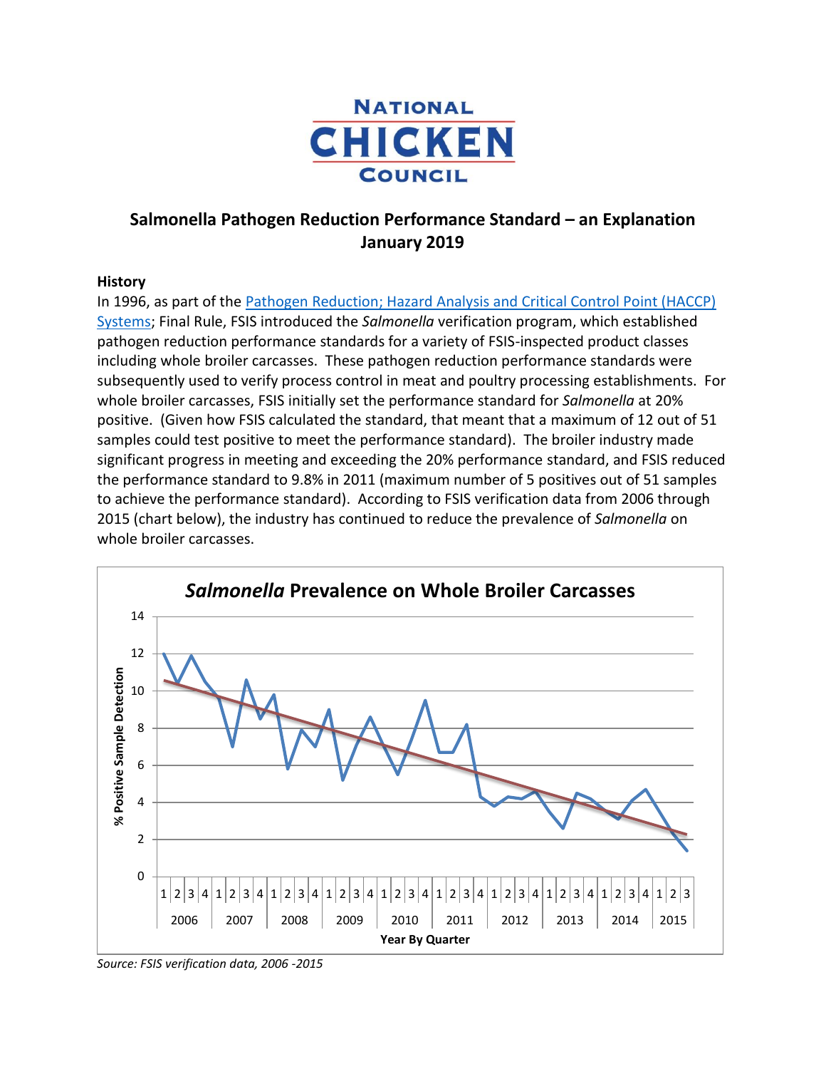NATIONAL
CHICKEN
COUNCIL

## Salmonella Pathogen Reduction Performance Standard – an Explanation
## January 2019

### History

In 1996, as part of the [Pathogen Reduction; Hazard Analysis and Critical Control Point (HACCP) Systems](); Final Rule, FSIS introduced the *Salmonella* verification program, which established pathogen reduction performance standards for a variety of FSIS-inspected product classes including whole broiler carcasses. These pathogen reduction performance standards were subsequently used to verify process control in meat and poultry processing establishments. For whole broiler carcasses, FSIS initially set the performance standard for *Salmonella* at 20% positive. (Given how FSIS calculated the standard, that meant that a maximum of 12 out of 51 samples could test positive to meet the performance standard). The broiler industry made significant progress in meeting and exceeding the 20% performance standard, and FSIS reduced the performance standard to 9.8% in 2011 (maximum number of 5 positives out of 51 samples to achieve the performance standard). According to FSIS verification data from 2006 through 2015 (chart below), the industry has continued to reduce the prevalence of *Salmonella* on whole broiler carcasses.

***Salmonella* Prevalence on Whole Broiler Carcasses**

% Positive Sample Detection

14
12
10
8
6
4
2
0

1 2 3 4 1 2 3 4 1 2 3 4 1 2 3 4 1 2 3 4 1 2 3 4 1 2 3 4 1 2 3 4 1 2 3 4 1 2 3

2006 2007 2008 2009 2010 2011 2012 2013 2014 2015

Year By Quarter

*Source: FSIS verification data, 2006 -2015*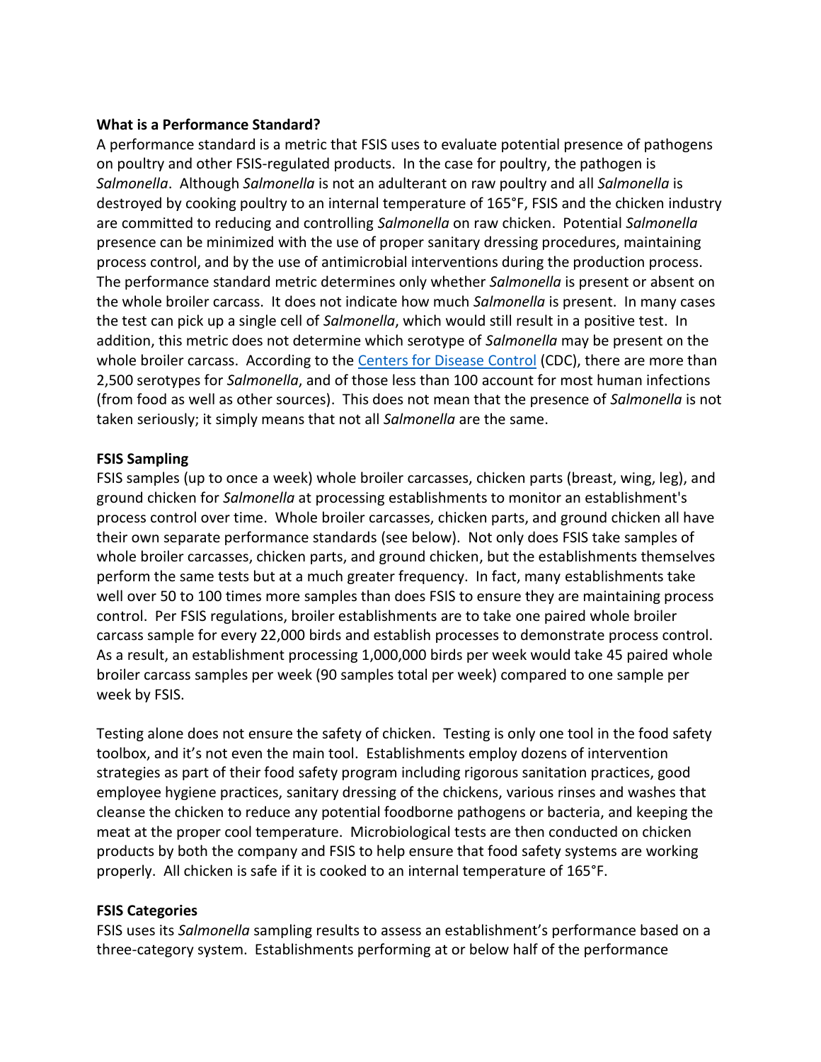**What is a Performance Standard?**

A performance standard is a metric that FSIS uses to evaluate potential presence of pathogens on poultry and other FSIS-regulated products. In the case for poultry, the pathogen is *Salmonella*. Although *Salmonella* is not an adulterant on raw poultry and all *Salmonella* is destroyed by cooking poultry to an internal temperature of 165°F, FSIS and the chicken industry are committed to reducing and controlling *Salmonella* on raw chicken. Potential *Salmonella* presence can be minimized with the use of proper sanitary dressing procedures, maintaining process control, and by the use of antimicrobial interventions during the production process. The performance standard metric determines only whether *Salmonella* is present or absent on the whole broiler carcass. It does not indicate how much *Salmonella* is present. In many cases the test can pick up a single cell of *Salmonella*, which would still result in a positive test. In addition, this metric does not determine which serotype of *Salmonella* may be present on the whole broiler carcass. According to the [Centers for Disease Control](#) (CDC), there are more than 2,500 serotypes for *Salmonella*, and of those less than 100 account for most human infections (from food as well as other sources). This does not mean that the presence of *Salmonella* is not taken seriously; it simply means that not all *Salmonella* are the same.

**FSIS Sampling**

FSIS samples (up to once a week) whole broiler carcasses, chicken parts (breast, wing, leg), and ground chicken for *Salmonella* at processing establishments to monitor an establishment's process control over time. Whole broiler carcasses, chicken parts, and ground chicken all have their own separate performance standards (see below). Not only does FSIS take samples of whole broiler carcasses, chicken parts, and ground chicken, but the establishments themselves perform the same tests but at a much greater frequency. In fact, many establishments take well over 50 to 100 times more samples than does FSIS to ensure they are maintaining process control. Per FSIS regulations, broiler establishments are to take one paired whole broiler carcass sample for every 22,000 birds and establish processes to demonstrate process control. As a result, an establishment processing 1,000,000 birds per week would take 45 paired whole broiler carcass samples per week (90 samples total per week) compared to one sample per week by FSIS.

Testing alone does not ensure the safety of chicken. Testing is only one tool in the food safety toolbox, and it's not even the main tool. Establishments employ dozens of intervention strategies as part of their food safety program including rigorous sanitation practices, good employee hygiene practices, sanitary dressing of the chickens, various rinses and washes that cleanse the chicken to reduce any potential foodborne pathogens or bacteria, and keeping the meat at the proper cool temperature. Microbiological tests are then conducted on chicken products by both the company and FSIS to help ensure that food safety systems are working properly. All chicken is safe if it is cooked to an internal temperature of 165°F.

**FSIS Categories**

FSIS uses its *Salmonella* sampling results to assess an establishment's performance based on a three-category system. Establishments performing at or below half of the performance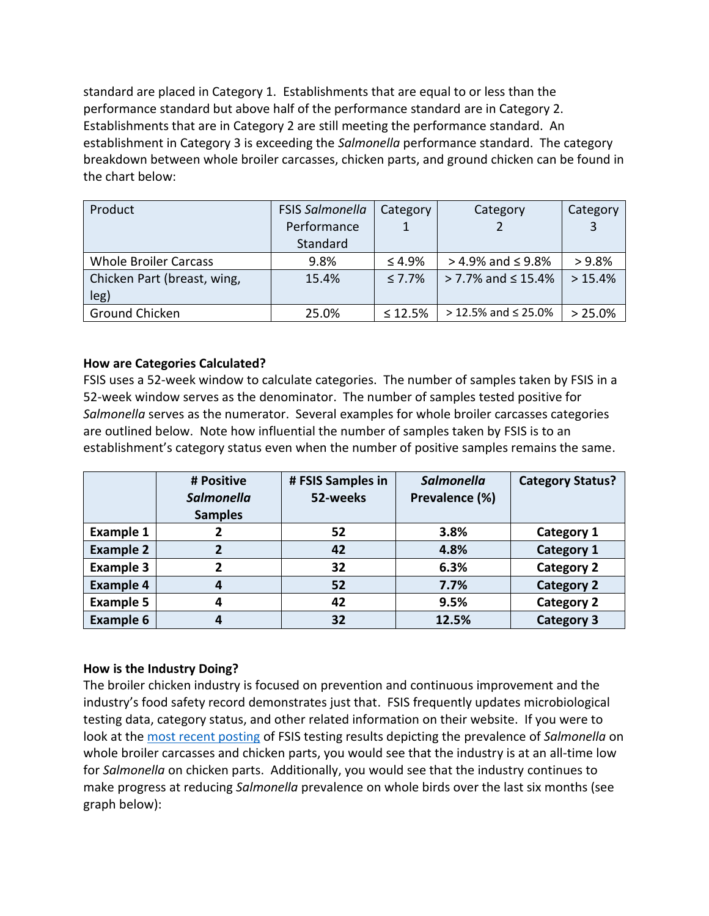standard are placed in Category 1. Establishments that are equal to or less than the performance standard but above half of the performance standard are in Category 2. Establishments that are in Category 2 are still meeting the performance standard. An establishment in Category 3 is exceeding the *Salmonella* performance standard. The category breakdown between whole broiler carcasses, chicken parts, and ground chicken can be found in the chart below:

| Product | FSIS *Salmonella* Performance Standard | Category 1 | Category 2 | Category 3 |
|---|---|---|---|---|
| Whole Broiler Carcass | 9.8% | ≤ 4.9% | > 4.9% and ≤ 9.8% | > 9.8% |
| Chicken Part (breast, wing, leg) | 15.4% | ≤ 7.7% | > 7.7% and ≤ 15.4% | > 15.4% |
| Ground Chicken | 25.0% | ≤ 12.5% | > 12.5% and ≤ 25.0% | > 25.0% |

**How are Categories Calculated?**

FSIS uses a 52-week window to calculate categories. The number of samples taken by FSIS in a 52-week window serves as the denominator. The number of samples tested positive for *Salmonella* serves as the numerator. Several examples for whole broiler carcasses categories are outlined below. Note how influential the number of samples taken by FSIS is to an establishment's category status even when the number of positive samples remains the same.

| | **# Positive *Salmonella* Samples** | **# FSIS Samples in 52-weeks** | ***Salmonella* Prevalence (%)** | **Category Status?** |
|---|---|---|---|---|
| **Example 1** | **2** | **52** | **3.8%** | **Category 1** |
| **Example 2** | **2** | **42** | **4.8%** | **Category 1** |
| **Example 3** | **2** | **32** | **6.3%** | **Category 2** |
| **Example 4** | **4** | **52** | **7.7%** | **Category 2** |
| **Example 5** | **4** | **42** | **9.5%** | **Category 2** |
| **Example 6** | **4** | **32** | **12.5%** | **Category 3** |

**How is the Industry Doing?**

The broiler chicken industry is focused on prevention and continuous improvement and the industry's food safety record demonstrates just that. FSIS frequently updates microbiological testing data, category status, and other related information on their website. If you were to look at the most recent posting of FSIS testing results depicting the prevalence of *Salmonella* on whole broiler carcasses and chicken parts, you would see that the industry is at an all-time low for *Salmonella* on chicken parts. Additionally, you would see that the industry continues to make progress at reducing *Salmonella* prevalence on whole birds over the last six months (see graph below):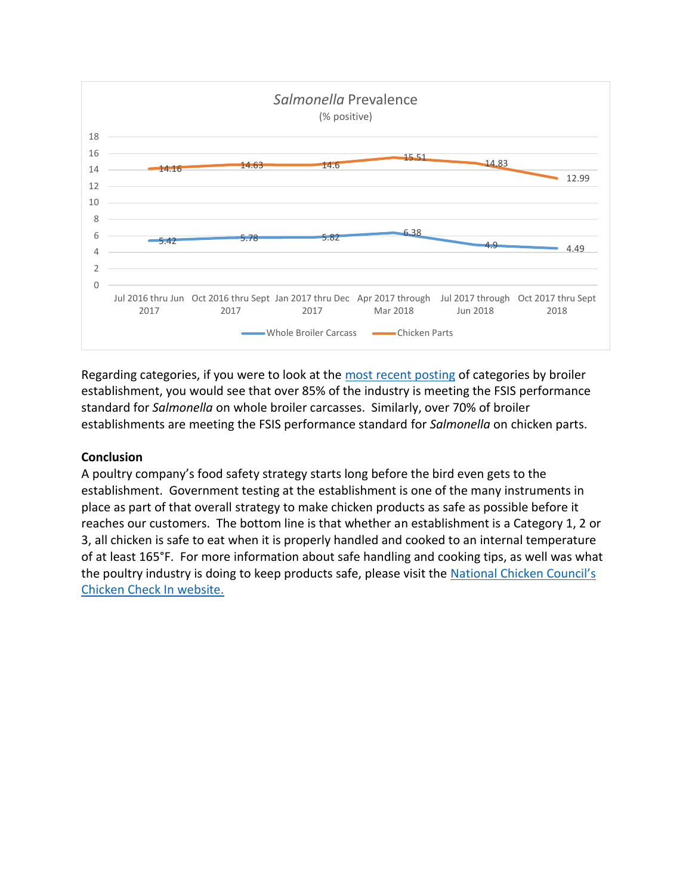*Salmonella* Prevalence

(% positive)

18
16
14
12
10
8
6
4
2
0

14.16
14.63
14.6
15.51
14.83
12.99

5.42
5.78
5.82
6.38
4.9
4.49

Jul 2016 thru Jun 2017
Oct 2016 thru Sept 2017
Jan 2017 thru Dec 2017
Apr 2017 through Mar 2018
Jul 2017 through Jun 2018
Oct 2017 thru Sept 2018

Whole Broiler Carcass
Chicken Parts

Regarding categories, if you were to look at the [most recent posting](#) of categories by broiler establishment, you would see that over 85% of the industry is meeting the FSIS performance standard for *Salmonella* on whole broiler carcasses. Similarly, over 70% of broiler establishments are meeting the FSIS performance standard for *Salmonella* on chicken parts.

**Conclusion**

A poultry company's food safety strategy starts long before the bird even gets to the establishment. Government testing at the establishment is one of the many instruments in place as part of that overall strategy to make chicken products as safe as possible before it reaches our customers. The bottom line is that whether an establishment is a Category 1, 2 or 3, all chicken is safe to eat when it is properly handled and cooked to an internal temperature of at least 165°F. For more information about safe handling and cooking tips, as well was what the poultry industry is doing to keep products safe, please visit the [National Chicken Council's Chicken Check In website.](#)